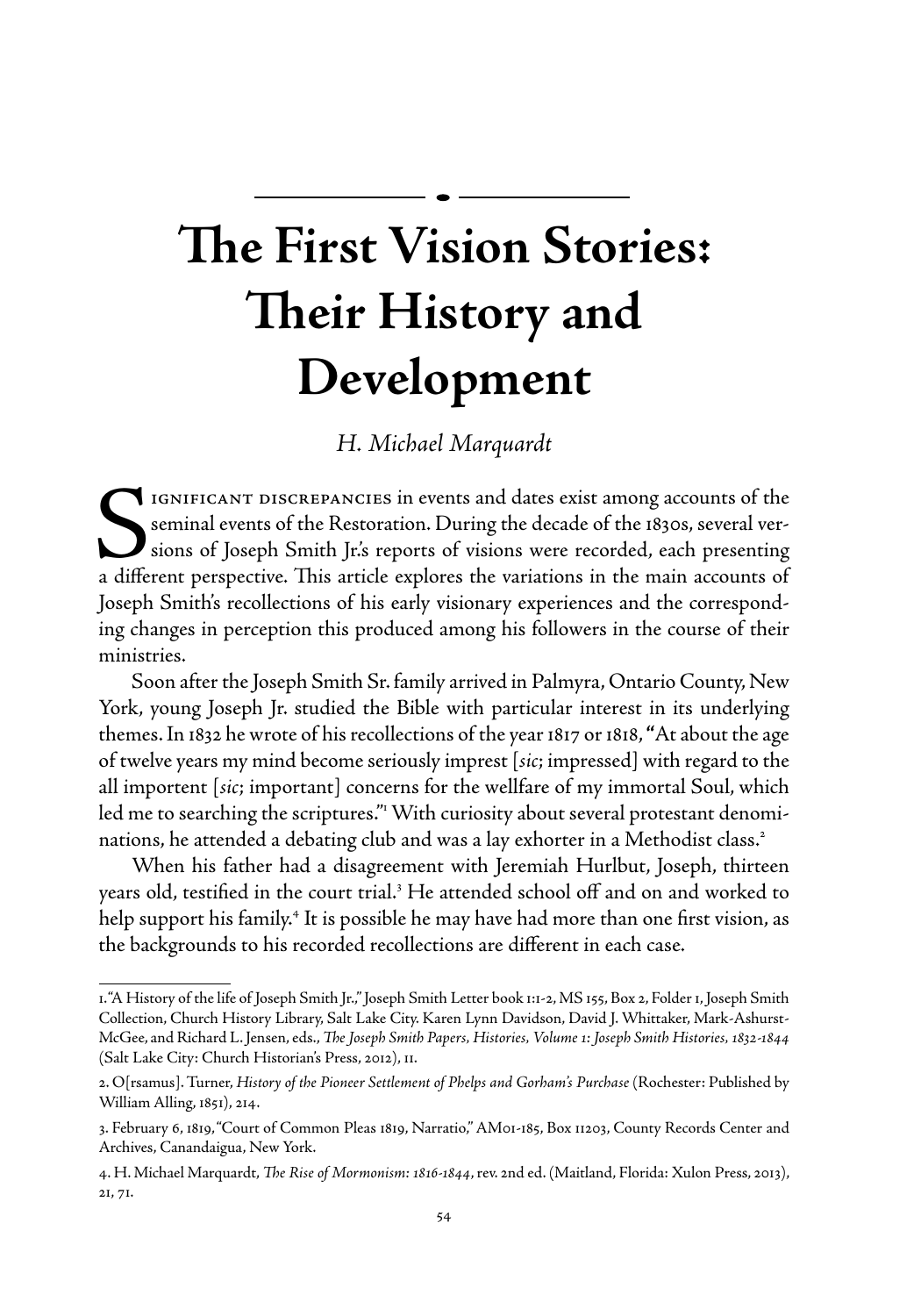# The First Vision Stories: Their History and Development

*H. Michael Marquardt*

Significant discrepancies in events and dates exist among accounts of the seminal events of the Restoration. During the decade of the 1830s, several versions of Joseph Smith Jr.'s reports of visions were recorded, each presenting a different perspective. This article explores the variations in the main accounts of Joseph Smith's recollections of his early visionary experiences and the corresponding changes in perception this produced among his followers in the course of their ministries.

Soon after the Joseph Smith Sr. family arrived in Palmyra, Ontario County, New York, young Joseph Jr. studied the Bible with particular interest in its underlying themes. In 1832 he wrote of his recollections of the year 1817 or 1818, "At about the age of twelve years my mind become seriously impresst [*sic*; impressed] with regard to the all importent [*sic*; important] concerns for the wellfare of my immortal Soul, which led me to searching the scriptures."[1] With curiosity about several protestant denominations, he attended a debating club and was a lay exhorter in a Methodist class.[2]

When his father had a disagreement with Jeremiah Hurlbut, Joseph, thirteen years old, testified in the court trial.[3] He attended school off and on and worked to help support his family.[4] It is possible he may have had more than one first vision, as the backgrounds to his recorded recollections are different in each case.

---

1. "A History of the life of Joseph Smith Jr.," Joseph Smith Letter book 1:1-2, MS 155, Box 2, Folder 1, Joseph Smith Collection, Church History Library, Salt Lake City. Karen Lynn Davidson, David J. Whittaker, Mark-Ashurst-McGee, and Richard L. Jensen, eds., *The Joseph Smith Papers, Histories, Volume 1: Joseph Smith Histories, 1832-1844* (Salt Lake City: Church Historian's Press, 2012), 11.

2. O[rsamus]. Turner, *History of the Pioneer Settlement of Phelps and Gorham's Purchase* (Rochester: Published by William Alling, 1851), 214.

3. February 6, 1819, "Court of Common Pleas 1819, Narratio," AM01-185, Box 11203, County Records Center and Archives, Canandaigua, New York.

4. H. Michael Marquardt, *The Rise of Mormonism: 1816-1844*, rev. 2nd ed. (Maitland, Florida: Xulon Press, 2013), 21, 71.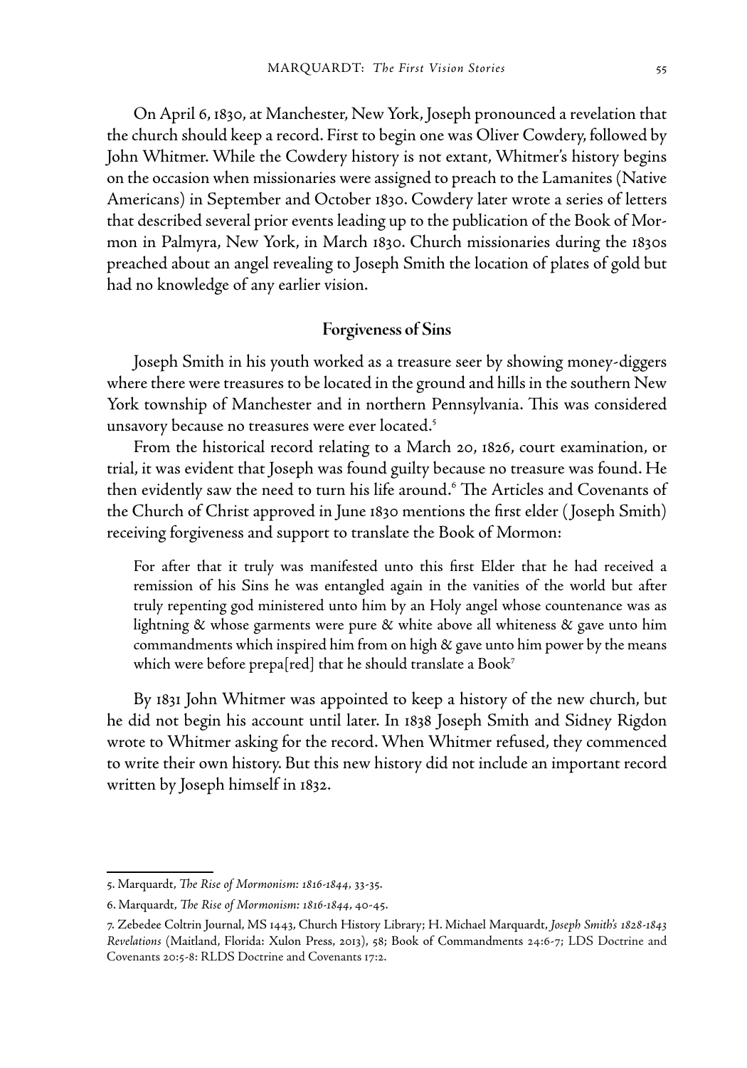On April 6, 1830, at Manchester, New York, Joseph pronounced a revelation that the church should keep a record. First to begin one was Oliver Cowdery, followed by John Whitmer. While the Cowdery history is not extant, Whitmer's history begins on the occasion when missionaries were assigned to preach to the Lamanites (Native Americans) in September and October 1830. Cowdery later wrote a series of letters that described several prior events leading up to the publication of the Book of Mormon in Palmyra, New York, in March 1830. Church missionaries during the 1830s preached about an angel revealing to Joseph Smith the location of plates of gold but had no knowledge of any earlier vision.

## Forgiveness of Sins

Joseph Smith in his youth worked as a treasure seer by showing money-diggers where there were treasures to be located in the ground and hills in the southern New York township of Manchester and in northern Pennsylvania. This was considered unsavory because no treasures were ever located.[5]

From the historical record relating to a March 20, 1826, court examination, or trial, it was evident that Joseph was found guilty because no treasure was found. He then evidently saw the need to turn his life around.[6] The Articles and Covenants of the Church of Christ approved in June 1830 mentions the first elder (Joseph Smith) receiving forgiveness and support to translate the Book of Mormon:

> For after that it truly was manifested unto this first Elder that he had received a remission of his Sins he was entangled again in the vanities of the world but after truly repenting god ministered unto him by an Holy angel whose countenance was as lightning & whose garments were pure & white above all whiteness & gave unto him commandments which inspired him from on high & gave unto him power by the means which were before prepa[red] that he should translate a Book[7]

By 1831 John Whitmer was appointed to keep a history of the new church, but he did not begin his account until later. In 1838 Joseph Smith and Sidney Rigdon wrote to Whitmer asking for the record. When Whitmer refused, they commenced to write their own history. But this new history did not include an important record written by Joseph himself in 1832.

---

5. Marquardt, *The Rise of Mormonism: 1816-1844*, 33-35.

6. Marquardt, *The Rise of Mormonism: 1816-1844*, 40-45.

7. Zebedee Coltrin Journal, MS 1443, Church History Library; H. Michael Marquardt, *Joseph Smith's 1828-1843 Revelations* (Maitland, Florida: Xulon Press, 2013), 58; Book of Commandments 24:6-7; LDS Doctrine and Covenants 20:5-8: RLDS Doctrine and Covenants 17:2.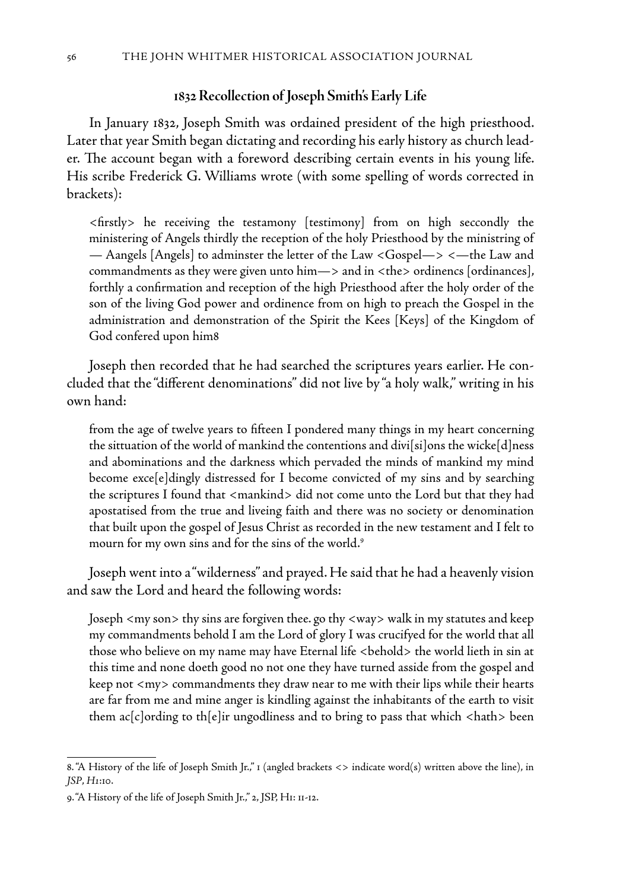### 1832 Recollection of Joseph Smith's Early Life

In January 1832, Joseph Smith was ordained president of the high priesthood. Later that year Smith began dictating and recording his early history as church leader. The account began with a foreword describing certain events in his young life. His scribe Frederick G. Williams wrote (with some spelling of words corrected in brackets):

> <firstly> he receiving the testamony [testimony] from on high seccondly the ministering of Angels thirdly the reception of the holy Priesthood by the ministring of — Aangels [Angels] to adminster the letter of the Law <Gospel—> <—the Law and commandments as they were given unto him—> and in <the> ordinencs [ordinances], forthly a confirmation and reception of the high Priesthood after the holy order of the son of the living God power and ordinence from on high to preach the Gospel in the administration and demonstration of the Spirit the Kees [Keys] of the Kingdom of God confered upon him[8]

Joseph then recorded that he had searched the scriptures years earlier. He concluded that the "different denominations" did not live by "a holy walk," writing in his own hand:

> from the age of twelve years to fifteen I pondered many things in my heart concerning the sittuation of the world of mankind the contentions and divi[si]ons the wicke[d]ness and abominations and the darkness which pervaded the minds of mankind my mind become exce[e]dingly distressed for I become convicted of my sins and by searching the scriptures I found that <mankind> did not come unto the Lord but that they had apostatised from the true and liveing faith and there was no society or denomination that built upon the gospel of Jesus Christ as recorded in the new testament and I felt to mourn for my own sins and for the sins of the world.[9]

Joseph went into a "wilderness" and prayed. He said that he had a heavenly vision and saw the Lord and heard the following words:

> Joseph <my son> thy sins are forgiven thee. go thy <way> walk in my statutes and keep my commandments behold I am the Lord of glory I was crucifyed for the world that all those who believe on my name may have Eternal life <behold> the world lieth in sin at this time and none doeth good no not one they have turned asside from the gospel and keep not <my> commandments they draw near to me with their lips while their hearts are far from me and mine anger is kindling against the inhabitants of the earth to visit them ac[c]ording to th[e]ir ungodliness and to bring to pass that which <hath> been

---

8. "A History of the life of Joseph Smith Jr.," 1 (angled brackets <> indicate word(s) written above the line), in *JSP*, *H1*:10.

9. "A History of the life of Joseph Smith Jr.," 2, JSP, H1: 11-12.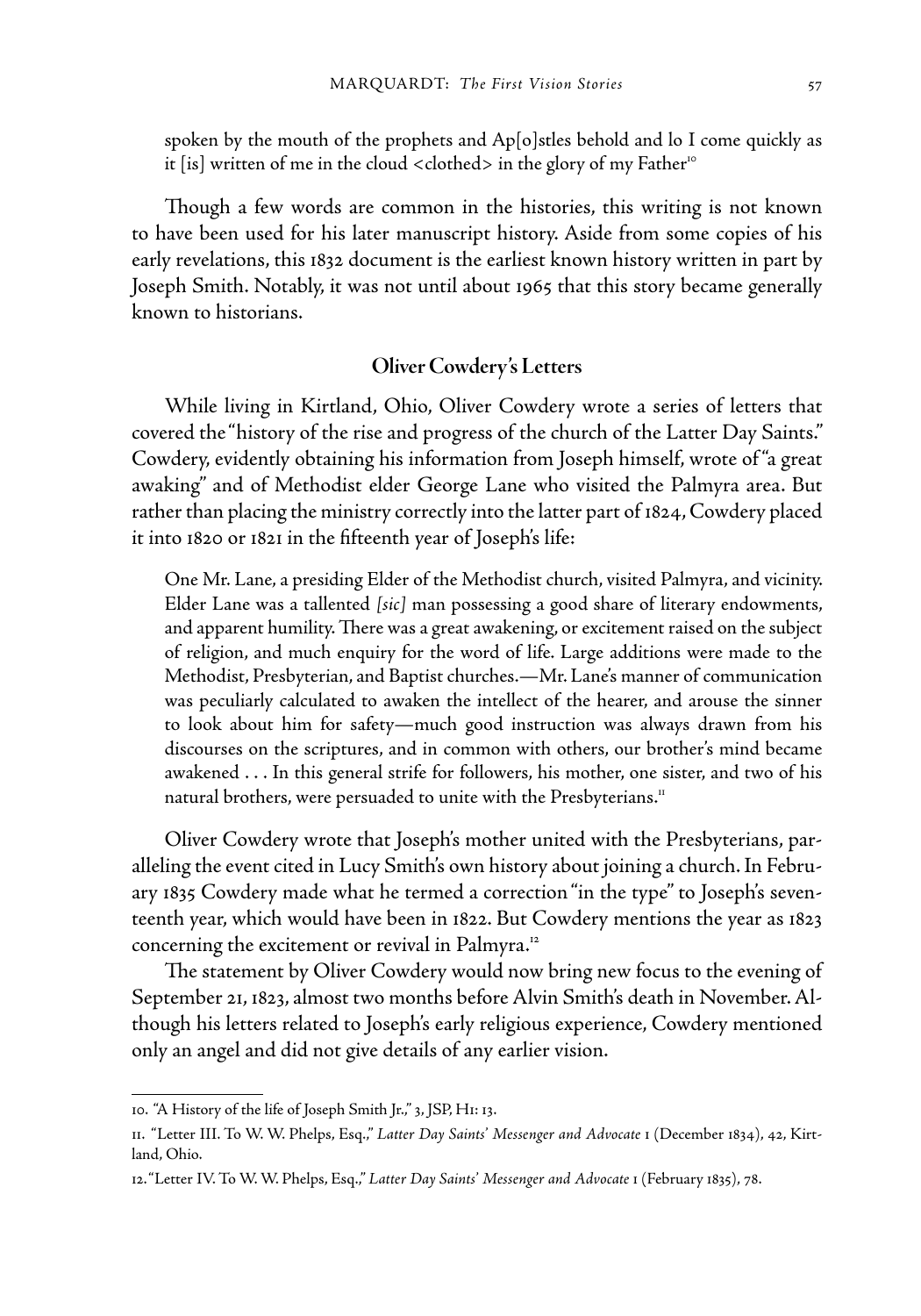> spoken by the mouth of the prophets and Ap[o]stles behold and lo I come quickly as it [is] written of me in the cloud <clothed> in the glory of my Father[10]

Though a few words are common in the histories, this writing is not known to have been used for his later manuscript history. Aside from some copies of his early revelations, this 1832 document is the earliest known history written in part by Joseph Smith. Notably, it was not until about 1965 that this story became generally known to historians.

## Oliver Cowdery's Letters

While living in Kirtland, Ohio, Oliver Cowdery wrote a series of letters that covered the "history of the rise and progress of the church of the Latter Day Saints." Cowdery, evidently obtaining his information from Joseph himself, wrote of "a great awaking" and of Methodist elder George Lane who visited the Palmyra area. But rather than placing the ministry correctly into the latter part of 1824, Cowdery placed it into 1820 or 1821 in the fifteenth year of Joseph's life:

> One Mr. Lane, a presiding Elder of the Methodist church, visited Palmyra, and vicinity. Elder Lane was a tallented *[sic]* man possessing a good share of literary endowments, and apparent humility. There was a great awakening, or excitement raised on the subject of religion, and much enquiry for the word of life. Large additions were made to the Methodist, Presbyterian, and Baptist churches.—Mr. Lane's manner of communication was peculiarly calculated to awaken the intellect of the hearer, and arouse the sinner to look about him for safety—much good instruction was always drawn from his discourses on the scriptures, and in common with others, our brother's mind became awakened . . . In this general strife for followers, his mother, one sister, and two of his natural brothers, were persuaded to unite with the Presbyterians.[11]

Oliver Cowdery wrote that Joseph's mother united with the Presbyterians, paralleling the event cited in Lucy Smith's own history about joining a church. In February 1835 Cowdery made what he termed a correction "in the type" to Joseph's seventeenth year, which would have been in 1822. But Cowdery mentions the year as 1823 concerning the excitement or revival in Palmyra.[12]

The statement by Oliver Cowdery would now bring new focus to the evening of September 21, 1823, almost two months before Alvin Smith's death in November. Although his letters related to Joseph's early religious experience, Cowdery mentioned only an angel and did not give details of any earlier vision.

---

10. "A History of the life of Joseph Smith Jr.," 3, JSP, H1: 13.

11. "Letter III. To W. W. Phelps, Esq.," *Latter Day Saints' Messenger and Advocate* 1 (December 1834), 42, Kirtland, Ohio.

12. "Letter IV. To W. W. Phelps, Esq.," *Latter Day Saints' Messenger and Advocate* 1 (February 1835), 78.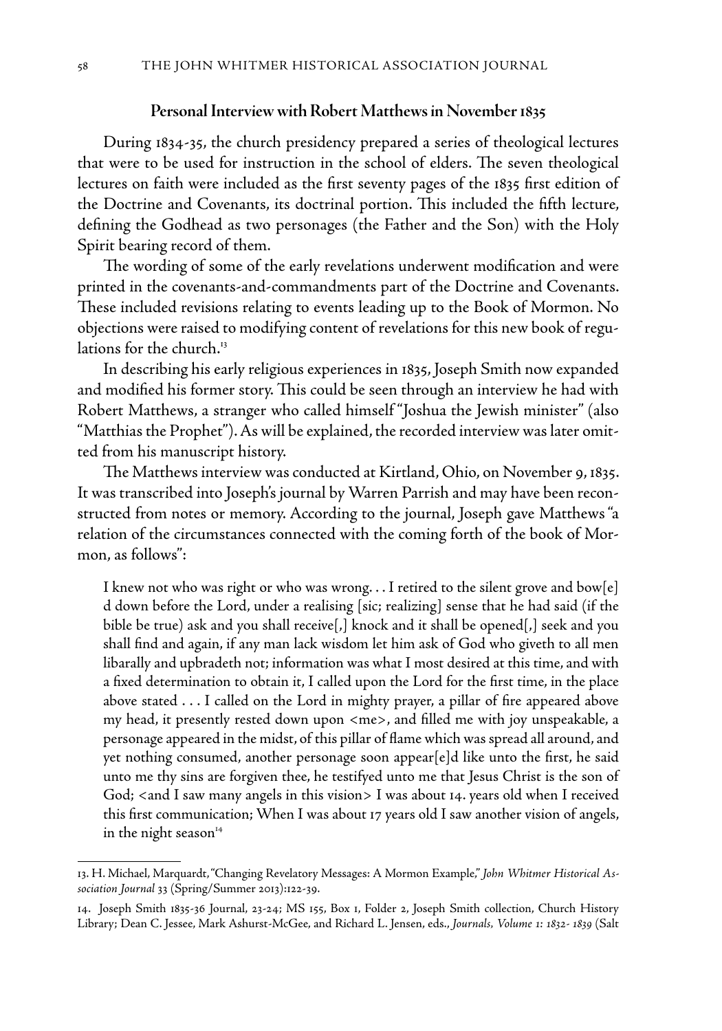### Personal Interview with Robert Matthews in November 1835

During 1834-35, the church presidency prepared a series of theological lectures that were to be used for instruction in the school of elders. The seven theological lectures on faith were included as the first seventy pages of the 1835 first edition of the Doctrine and Covenants, its doctrinal portion. This included the fifth lecture, defining the Godhead as two personages (the Father and the Son) with the Holy Spirit bearing record of them.

The wording of some of the early revelations underwent modification and were printed in the covenants-and-commandments part of the Doctrine and Covenants. These included revisions relating to events leading up to the Book of Mormon. No objections were raised to modifying content of revelations for this new book of regulations for the church.[13]

In describing his early religious experiences in 1835, Joseph Smith now expanded and modified his former story. This could be seen through an interview he had with Robert Matthews, a stranger who called himself "Joshua the Jewish minister" (also "Matthias the Prophet"). As will be explained, the recorded interview was later omitted from his manuscript history.

The Matthews interview was conducted at Kirtland, Ohio, on November 9, 1835. It was transcribed into Joseph's journal by Warren Parrish and may have been reconstructed from notes or memory. According to the journal, Joseph gave Matthews "a relation of the circumstances connected with the coming forth of the book of Mormon, as follows":

> I knew not who was right or who was wrong. . . I retired to the silent grove and bow[e]d down before the Lord, under a realising [sic; realizing] sense that he had said (if the bible be true) ask and you shall receive[,] knock and it shall be opened[,] seek and you shall find and again, if any man lack wisdom let him ask of God who giveth to all men libarally and upbradeth not; information was what I most desired at this time, and with a fixed determination to obtain it, I called upon the Lord for the first time, in the place above stated . . . I called on the Lord in mighty prayer, a pillar of fire appeared above my head, it presently rested down upon <me>, and filled me with joy unspeakable, a personage appeared in the midst, of this pillar of flame which was spread all around, and yet nothing consumed, another personage soon appear[e]d like unto the first, he said unto me thy sins are forgiven thee, he testifyed unto me that Jesus Christ is the son of God; <and I saw many angels in this vision> I was about 14. years old when I received this first communication; When I was about 17 years old I saw another vision of angels, in the night season[14]

---

13. H. Michael, Marquardt, "Changing Revelatory Messages: A Mormon Example," *John Whitmer Historical Association Journal* 33 (Spring/Summer 2013):122-39.

14. Joseph Smith 1835-36 Journal, 23-24; MS 155, Box 1, Folder 2, Joseph Smith collection, Church History Library; Dean C. Jessee, Mark Ashurst-McGee, and Richard L. Jensen, eds., *Journals, Volume 1: 1832- 1839* (Salt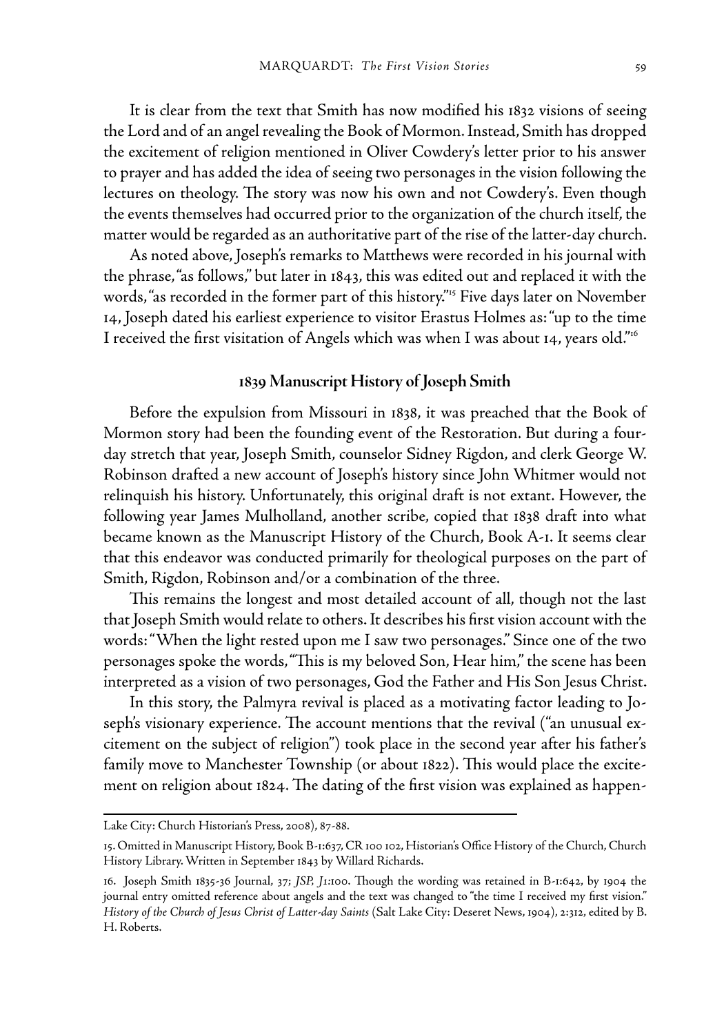It is clear from the text that Smith has now modified his 1832 visions of seeing the Lord and of an angel revealing the Book of Mormon. Instead, Smith has dropped the excitement of religion mentioned in Oliver Cowdery's letter prior to his answer to prayer and has added the idea of seeing two personages in the vision following the lectures on theology. The story was now his own and not Cowdery's. Even though the events themselves had occurred prior to the organization of the church itself, the matter would be regarded as an authoritative part of the rise of the latter-day church.

As noted above, Joseph's remarks to Matthews were recorded in his journal with the phrase, "as follows," but later in 1843, this was edited out and replaced it with the words, "as recorded in the former part of this history."[15] Five days later on November 14, Joseph dated his earliest experience to visitor Erastus Holmes as: "up to the time I received the first visitation of Angels which was when I was about 14, years old."[16]

## 1839 Manuscript History of Joseph Smith

Before the expulsion from Missouri in 1838, it was preached that the Book of Mormon story had been the founding event of the Restoration. But during a four-day stretch that year, Joseph Smith, counselor Sidney Rigdon, and clerk George W. Robinson drafted a new account of Joseph's history since John Whitmer would not relinquish his history. Unfortunately, this original draft is not extant. However, the following year James Mulholland, another scribe, copied that 1838 draft into what became known as the Manuscript History of the Church, Book A-1. It seems clear that this endeavor was conducted primarily for theological purposes on the part of Smith, Rigdon, Robinson and/or a combination of the three.

This remains the longest and most detailed account of all, though not the last that Joseph Smith would relate to others. It describes his first vision account with the words: "When the light rested upon me I saw two personages." Since one of the two personages spoke the words, "This is my beloved Son, Hear him," the scene has been interpreted as a vision of two personages, God the Father and His Son Jesus Christ.

In this story, the Palmyra revival is placed as a motivating factor leading to Joseph's visionary experience. The account mentions that the revival ("an unusual excitement on the subject of religion") took place in the second year after his father's family move to Manchester Township (or about 1822). This would place the excitement on religion about 1824. The dating of the first vision was explained as happen-

---

Lake City: Church Historian's Press, 2008), 87-88.

15. Omitted in Manuscript History, Book B-1:637, CR 100 102, Historian's Office History of the Church, Church History Library. Written in September 1843 by Willard Richards.

16. Joseph Smith 1835-36 Journal, 37; *JSP, J1*:100. Though the wording was retained in B-1:642, by 1904 the journal entry omitted reference about angels and the text was changed to "the time I received my first vision." *History of the Church of Jesus Christ of Latter-day Saints* (Salt Lake City: Deseret News, 1904), 2:312, edited by B. H. Roberts.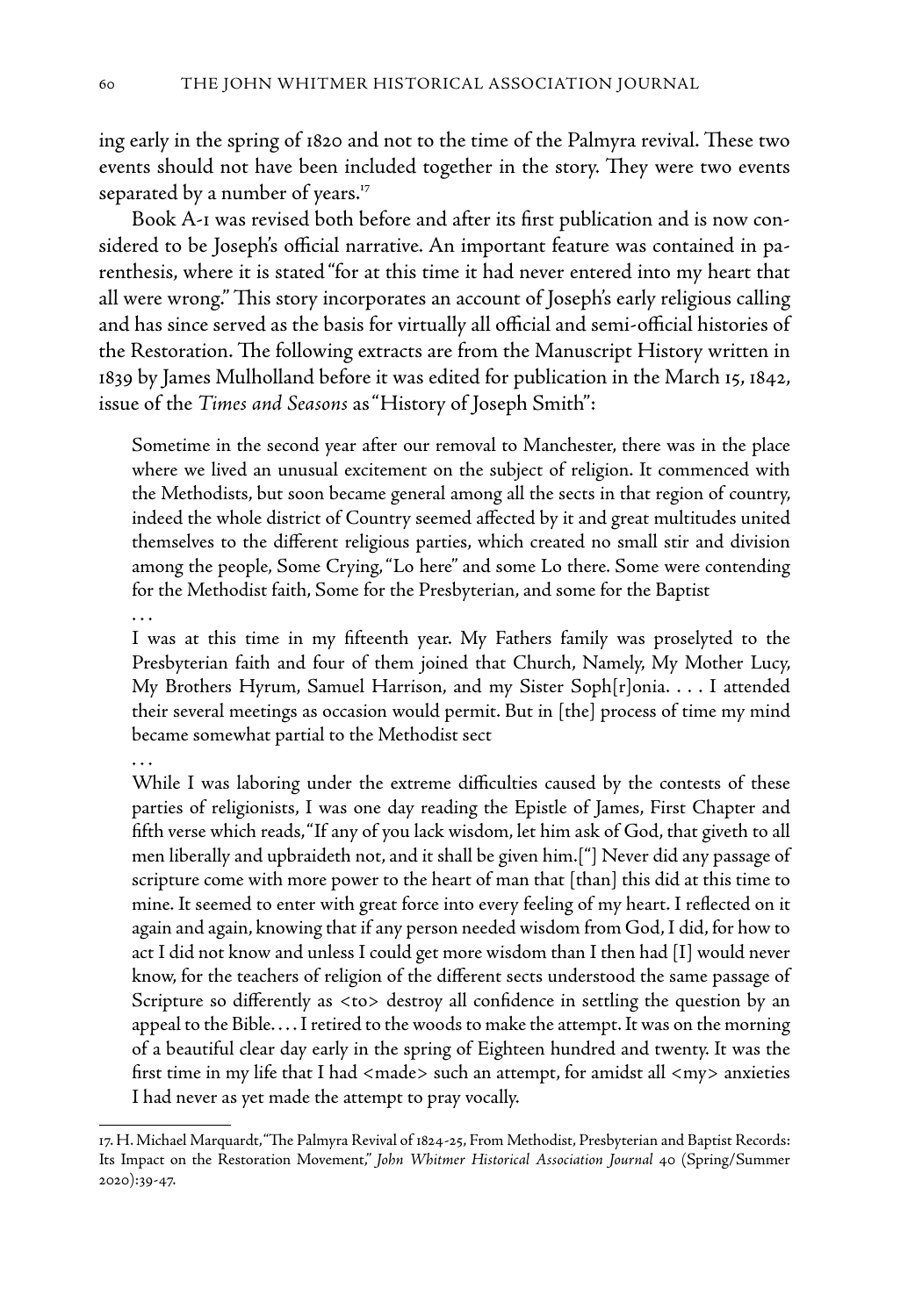ing early in the spring of 1820 and not to the time of the Palmyra revival. These two events should not have been included together in the story. They were two events separated by a number of years.[17]

Book A-1 was revised both before and after its first publication and is now considered to be Joseph's official narrative. An important feature was contained in parenthesis, where it is stated "for at this time it had never entered into my heart that all were wrong." This story incorporates an account of Joseph's early religious calling and has since served as the basis for virtually all official and semi-official histories of the Restoration. The following extracts are from the Manuscript History written in 1839 by James Mulholland before it was edited for publication in the March 15, 1842, issue of the *Times and Seasons* as "History of Joseph Smith":

> Sometime in the second year after our removal to Manchester, there was in the place where we lived an unusual excitement on the subject of religion. It commenced with the Methodists, but soon became general among all the sects in that region of country, indeed the whole district of Country seemed affected by it and great multitudes united themselves to the different religious parties, which created no small stir and division among the people, Some Crying, "Lo here" and some Lo there. Some were contending for the Methodist faith, Some for the Presbyterian, and some for the Baptist
>
> . . .
>
> I was at this time in my fifteenth year. My Fathers family was proselyted to the Presbyterian faith and four of them joined that Church, Namely, My Mother Lucy, My Brothers Hyrum, Samuel Harrison, and my Sister Soph[r]onia. . . . I attended their several meetings as occasion would permit. But in [the] process of time my mind became somewhat partial to the Methodist sect
>
> . . .
>
> While I was laboring under the extreme difficulties caused by the contests of these parties of religionists, I was one day reading the Epistle of James, First Chapter and fifth verse which reads, "If any of you lack wisdom, let him ask of God, that giveth to all men liberally and upbraideth not, and it shall be given him.["] Never did any passage of scripture come with more power to the heart of man that [than] this did at this time to mine. It seemed to enter with great force into every feeling of my heart. I reflected on it again and again, knowing that if any person needed wisdom from God, I did, for how to act I did not know and unless I could get more wisdom than I then had [I] would never know, for the teachers of religion of the different sects understood the same passage of Scripture so differently as <to> destroy all confidence in settling the question by an appeal to the Bible. . . . I retired to the woods to make the attempt. It was on the morning of a beautiful clear day early in the spring of Eighteen hundred and twenty. It was the first time in my life that I had <made> such an attempt, for amidst all <my> anxieties I had never as yet made the attempt to pray vocally.

---

17. H. Michael Marquardt, "The Palmyra Revival of 1824-25, From Methodist, Presbyterian and Baptist Records: Its Impact on the Restoration Movement," *John Whitmer Historical Association Journal* 40 (Spring/Summer 2020):39-47.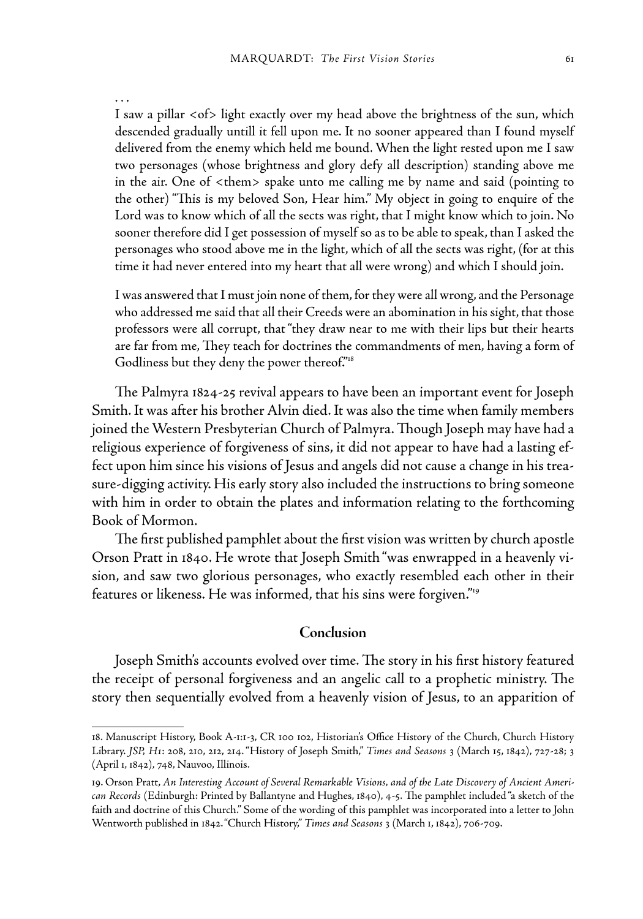. . .

> I saw a pillar <of> light exactly over my head above the brightness of the sun, which descended gradually untill it fell upon me. It no sooner appeared than I found myself delivered from the enemy which held me bound. When the light rested upon me I saw two personages (whose brightness and glory defy all description) standing above me in the air. One of <them> spake unto me calling me by name and said (pointing to the other) "This is my beloved Son, Hear him." My object in going to enquire of the Lord was to know which of all the sects was right, that I might know which to join. No sooner therefore did I get possession of myself so as to be able to speak, than I asked the personages who stood above me in the light, which of all the sects was right, (for at this time it had never entered into my heart that all were wrong) and which I should join.
>
> I was answered that I must join none of them, for they were all wrong, and the Personage who addressed me said that all their Creeds were an abomination in his sight, that those professors were all corrupt, that "they draw near to me with their lips but their hearts are far from me, They teach for doctrines the commandments of men, having a form of Godliness but they deny the power thereof."[18]

The Palmyra 1824-25 revival appears to have been an important event for Joseph Smith. It was after his brother Alvin died. It was also the time when family members joined the Western Presbyterian Church of Palmyra. Though Joseph may have had a religious experience of forgiveness of sins, it did not appear to have had a lasting effect upon him since his visions of Jesus and angels did not cause a change in his treasure-digging activity. His early story also included the instructions to bring someone with him in order to obtain the plates and information relating to the forthcoming Book of Mormon.

The first published pamphlet about the first vision was written by church apostle Orson Pratt in 1840. He wrote that Joseph Smith "was enwrapped in a heavenly vision, and saw two glorious personages, who exactly resembled each other in their features or likeness. He was informed, that his sins were forgiven."[19]

## Conclusion

Joseph Smith's accounts evolved over time. The story in his first history featured the receipt of personal forgiveness and an angelic call to a prophetic ministry. The story then sequentially evolved from a heavenly vision of Jesus, to an apparition of

---

18. Manuscript History, Book A-1:1-3, CR 100 102, Historian's Office History of the Church, Church History Library. *JSP, H1*: 208, 210, 212, 214. "History of Joseph Smith," *Times and Seasons* 3 (March 15, 1842), 727-28; 3 (April 1, 1842), 748, Nauvoo, Illinois.

19. Orson Pratt, *An Interesting Account of Several Remarkable Visions, and of the Late Discovery of Ancient American Records* (Edinburgh: Printed by Ballantyne and Hughes, 1840), 4-5. The pamphlet included "a sketch of the faith and doctrine of this Church." Some of the wording of this pamphlet was incorporated into a letter to John Wentworth published in 1842. "Church History," *Times and Seasons* 3 (March 1, 1842), 706-709.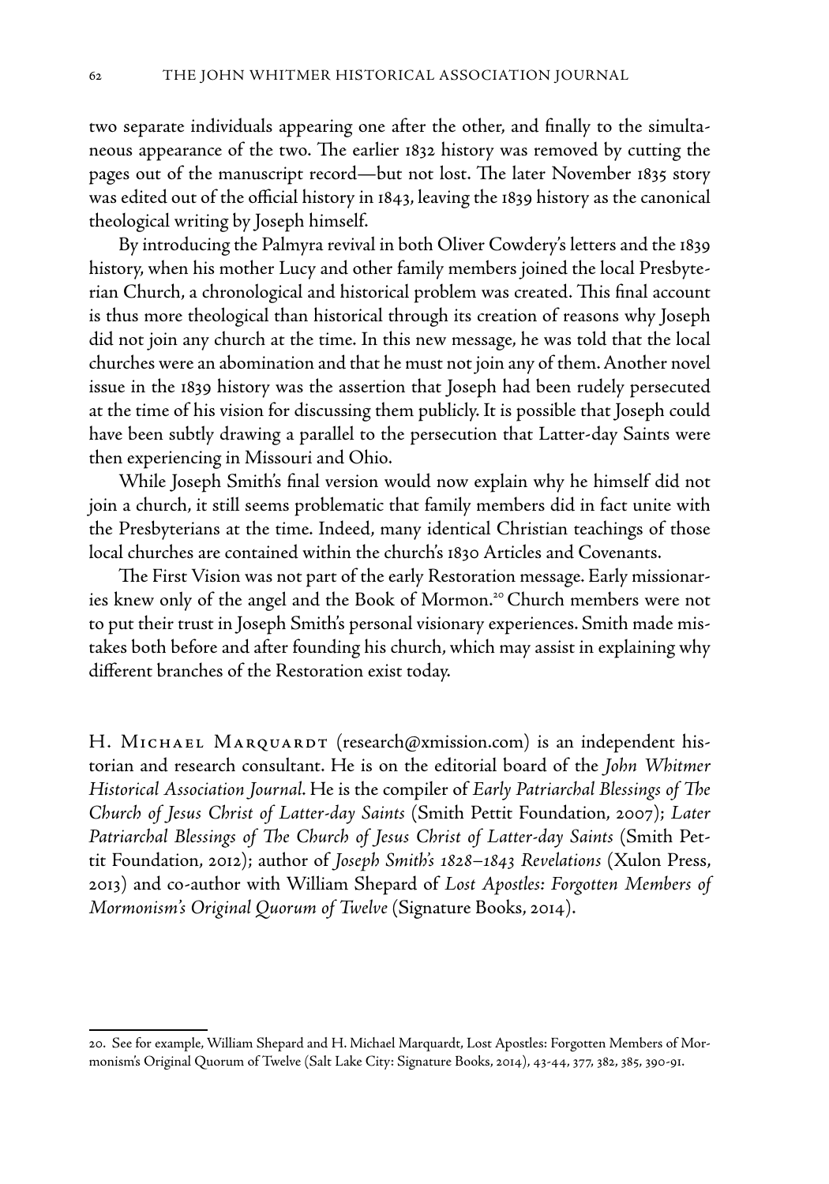two separate individuals appearing one after the other, and finally to the simultaneous appearance of the two. The earlier 1832 history was removed by cutting the pages out of the manuscript record—but not lost. The later November 1835 story was edited out of the official history in 1843, leaving the 1839 history as the canonical theological writing by Joseph himself.

By introducing the Palmyra revival in both Oliver Cowdery's letters and the 1839 history, when his mother Lucy and other family members joined the local Presbyterian Church, a chronological and historical problem was created. This final account is thus more theological than historical through its creation of reasons why Joseph did not join any church at the time. In this new message, he was told that the local churches were an abomination and that he must not join any of them. Another novel issue in the 1839 history was the assertion that Joseph had been rudely persecuted at the time of his vision for discussing them publicly. It is possible that Joseph could have been subtly drawing a parallel to the persecution that Latter-day Saints were then experiencing in Missouri and Ohio.

While Joseph Smith's final version would now explain why he himself did not join a church, it still seems problematic that family members did in fact unite with the Presbyterians at the time. Indeed, many identical Christian teachings of those local churches are contained within the church's 1830 Articles and Covenants.

The First Vision was not part of the early Restoration message. Early missionaries knew only of the angel and the Book of Mormon.[20] Church members were not to put their trust in Joseph Smith's personal visionary experiences. Smith made mistakes both before and after founding his church, which may assist in explaining why different branches of the Restoration exist today.

H. Michael Marquardt (research@xmission.com) is an independent historian and research consultant. He is on the editorial board of the *John Whitmer Historical Association Journal*. He is the compiler of *Early Patriarchal Blessings of The Church of Jesus Christ of Latter-day Saints* (Smith Pettit Foundation, 2007); *Later Patriarchal Blessings of The Church of Jesus Christ of Latter-day Saints* (Smith Pettit Foundation, 2012); author of *Joseph Smith's 1828–1843 Revelations* (Xulon Press, 2013) and co-author with William Shepard of *Lost Apostles: Forgotten Members of Mormonism's Original Quorum of Twelve* (Signature Books, 2014).

---

20. See for example, William Shepard and H. Michael Marquardt, Lost Apostles: Forgotten Members of Mormonism's Original Quorum of Twelve (Salt Lake City: Signature Books, 2014), 43-44, 377, 382, 385, 390-91.